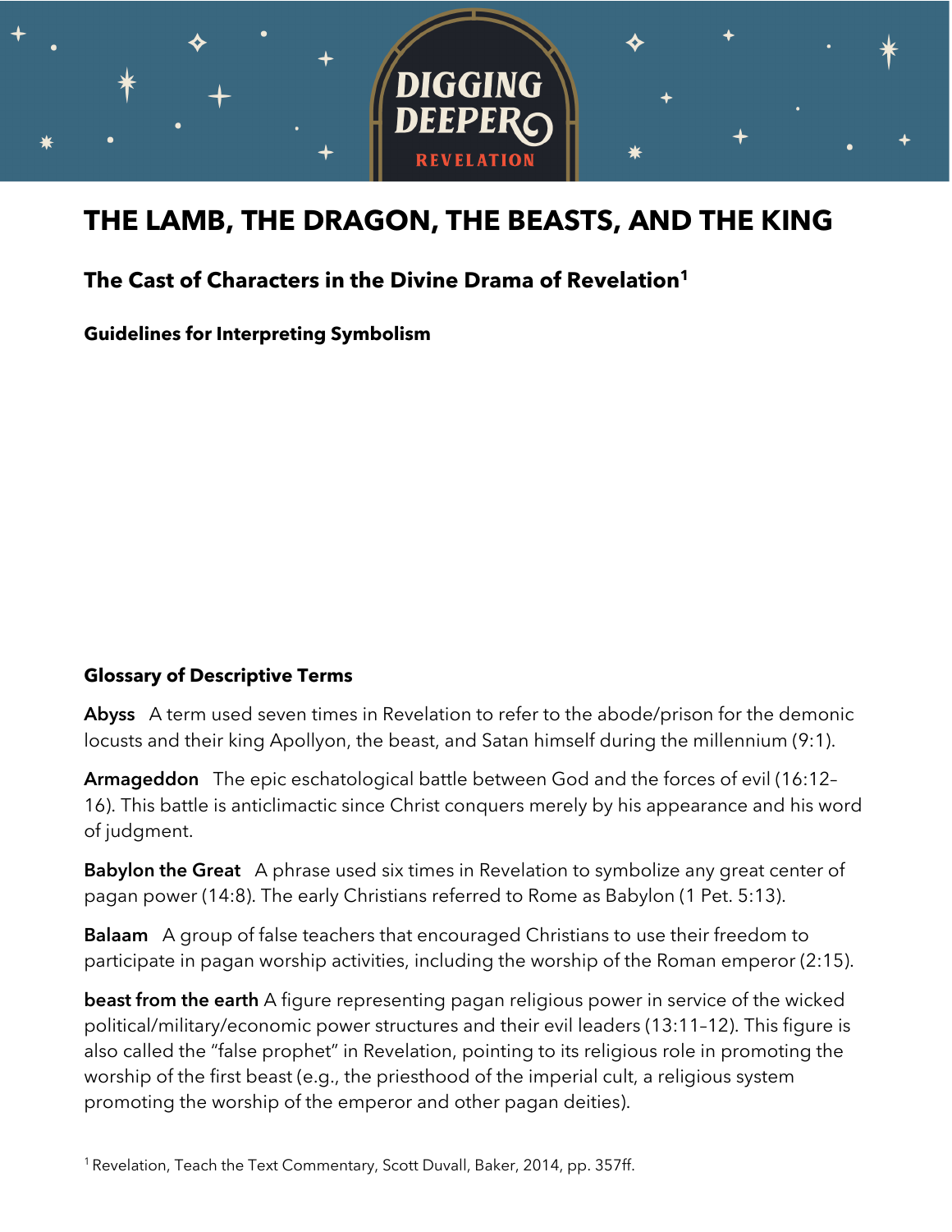# THE LAMB, THE DRAGON, THE BEASTS, AND THE KING

## The Cast of Characters in the Divine Drama of Revelation[1]

### Guidelines for Interpreting Symbolism

### Glossary of Descriptive Terms

**Abyss** A term used seven times in Revelation to refer to the abode/prison for the demonic locusts and their king Apollyon, the beast, and Satan himself during the millennium (9:1).

**Armageddon** The epic eschatological battle between God and the forces of evil (16:12–16). This battle is anticlimactic since Christ conquers merely by his appearance and his word of judgment.

**Babylon the Great** A phrase used six times in Revelation to symbolize any great center of pagan power (14:8). The early Christians referred to Rome as Babylon (1 Pet. 5:13).

**Balaam** A group of false teachers that encouraged Christians to use their freedom to participate in pagan worship activities, including the worship of the Roman emperor (2:15).

**beast from the earth** A figure representing pagan religious power in service of the wicked political/military/economic power structures and their evil leaders (13:11–12). This figure is also called the "false prophet" in Revelation, pointing to its religious role in promoting the worship of the first beast (e.g., the priesthood of the imperial cult, a religious system promoting the worship of the emperor and other pagan deities).

[1] Revelation, Teach the Text Commentary, Scott Duvall, Baker, 2014, pp. 357ff.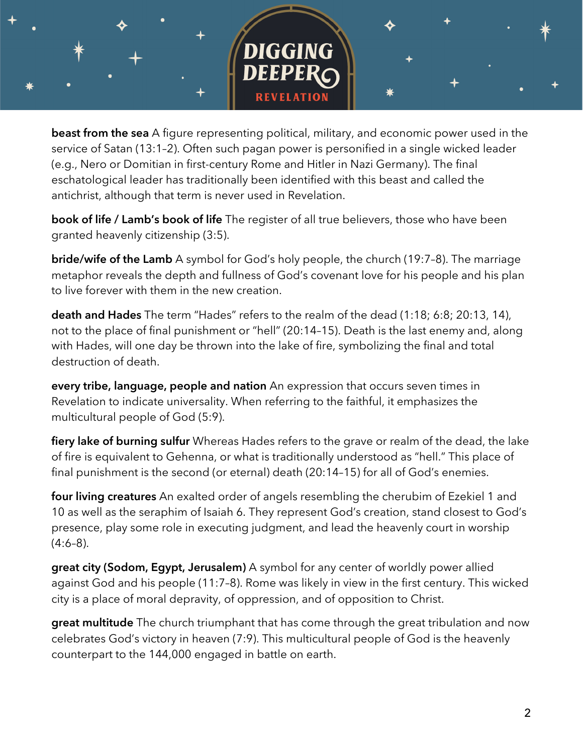**beast from the sea** A figure representing political, military, and economic power used in the service of Satan (13:1–2). Often such pagan power is personified in a single wicked leader (e.g., Nero or Domitian in first-century Rome and Hitler in Nazi Germany). The final eschatological leader has traditionally been identified with this beast and called the antichrist, although that term is never used in Revelation.

**book of life / Lamb's book of life** The register of all true believers, those who have been granted heavenly citizenship (3:5).

**bride/wife of the Lamb** A symbol for God's holy people, the church (19:7–8). The marriage metaphor reveals the depth and fullness of God's covenant love for his people and his plan to live forever with them in the new creation.

**death and Hades** The term "Hades" refers to the realm of the dead (1:18; 6:8; 20:13, 14), not to the place of final punishment or "hell" (20:14–15). Death is the last enemy and, along with Hades, will one day be thrown into the lake of fire, symbolizing the final and total destruction of death.

**every tribe, language, people and nation** An expression that occurs seven times in Revelation to indicate universality. When referring to the faithful, it emphasizes the multicultural people of God (5:9).

**fiery lake of burning sulfur** Whereas Hades refers to the grave or realm of the dead, the lake of fire is equivalent to Gehenna, or what is traditionally understood as "hell." This place of final punishment is the second (or eternal) death (20:14–15) for all of God's enemies.

**four living creatures** An exalted order of angels resembling the cherubim of Ezekiel 1 and 10 as well as the seraphim of Isaiah 6. They represent God's creation, stand closest to God's presence, play some role in executing judgment, and lead the heavenly court in worship (4:6–8).

**great city (Sodom, Egypt, Jerusalem)** A symbol for any center of worldly power allied against God and his people (11:7–8). Rome was likely in view in the first century. This wicked city is a place of moral depravity, of oppression, and of opposition to Christ.

**great multitude** The church triumphant that has come through the great tribulation and now celebrates God's victory in heaven (7:9). This multicultural people of God is the heavenly counterpart to the 144,000 engaged in battle on earth.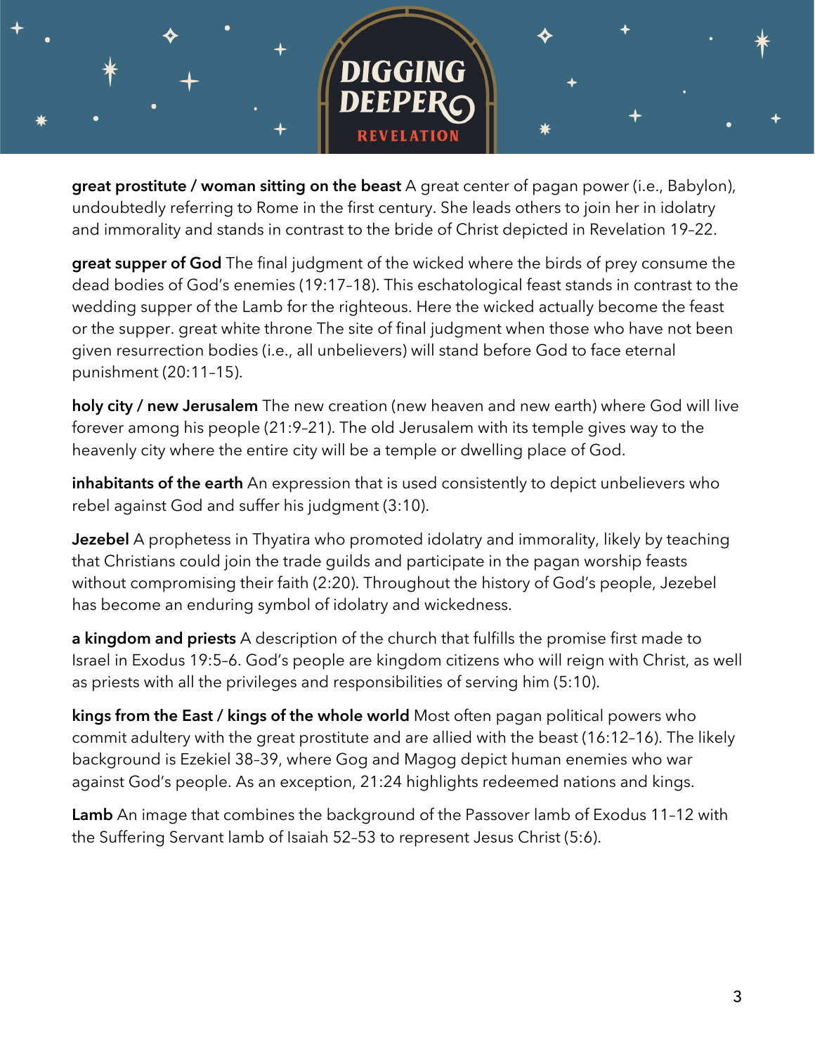**great prostitute / woman sitting on the beast** A great center of pagan power (i.e., Babylon), undoubtedly referring to Rome in the first century. She leads others to join her in idolatry and immorality and stands in contrast to the bride of Christ depicted in Revelation 19–22.

**great supper of God** The final judgment of the wicked where the birds of prey consume the dead bodies of God's enemies (19:17–18). This eschatological feast stands in contrast to the wedding supper of the Lamb for the righteous. Here the wicked actually become the feast or the supper. great white throne The site of final judgment when those who have not been given resurrection bodies (i.e., all unbelievers) will stand before God to face eternal punishment (20:11–15).

**holy city / new Jerusalem** The new creation (new heaven and new earth) where God will live forever among his people (21:9–21). The old Jerusalem with its temple gives way to the heavenly city where the entire city will be a temple or dwelling place of God.

**inhabitants of the earth** An expression that is used consistently to depict unbelievers who rebel against God and suffer his judgment (3:10).

**Jezebel** A prophetess in Thyatira who promoted idolatry and immorality, likely by teaching that Christians could join the trade guilds and participate in the pagan worship feasts without compromising their faith (2:20). Throughout the history of God's people, Jezebel has become an enduring symbol of idolatry and wickedness.

**a kingdom and priests** A description of the church that fulfills the promise first made to Israel in Exodus 19:5–6. God's people are kingdom citizens who will reign with Christ, as well as priests with all the privileges and responsibilities of serving him (5:10).

**kings from the East / kings of the whole world** Most often pagan political powers who commit adultery with the great prostitute and are allied with the beast (16:12–16). The likely background is Ezekiel 38–39, where Gog and Magog depict human enemies who war against God's people. As an exception, 21:24 highlights redeemed nations and kings.

**Lamb** An image that combines the background of the Passover lamb of Exodus 11–12 with the Suffering Servant lamb of Isaiah 52–53 to represent Jesus Christ (5:6).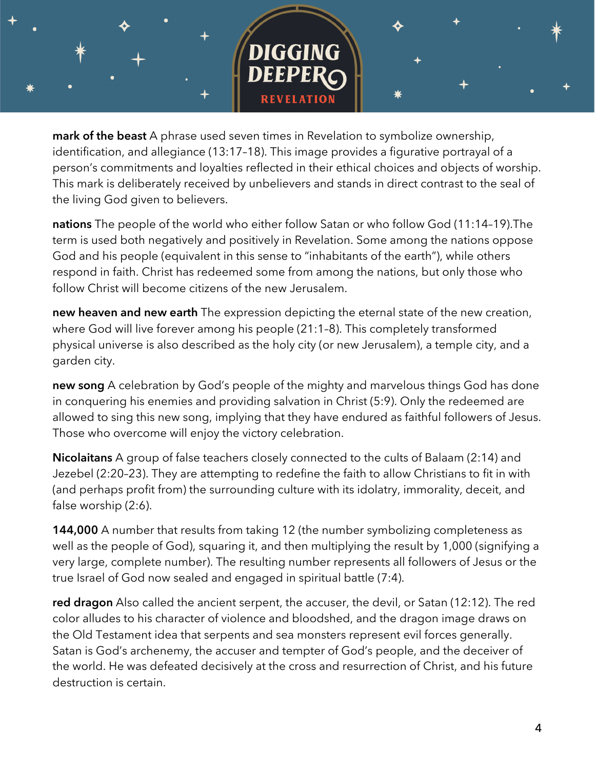**mark of the beast** A phrase used seven times in Revelation to symbolize ownership, identification, and allegiance (13:17–18). This image provides a figurative portrayal of a person's commitments and loyalties reflected in their ethical choices and objects of worship. This mark is deliberately received by unbelievers and stands in direct contrast to the seal of the living God given to believers.

**nations** The people of the world who either follow Satan or who follow God (11:14–19).The term is used both negatively and positively in Revelation. Some among the nations oppose God and his people (equivalent in this sense to "inhabitants of the earth"), while others respond in faith. Christ has redeemed some from among the nations, but only those who follow Christ will become citizens of the new Jerusalem.

**new heaven and new earth** The expression depicting the eternal state of the new creation, where God will live forever among his people (21:1–8). This completely transformed physical universe is also described as the holy city (or new Jerusalem), a temple city, and a garden city.

**new song** A celebration by God's people of the mighty and marvelous things God has done in conquering his enemies and providing salvation in Christ (5:9). Only the redeemed are allowed to sing this new song, implying that they have endured as faithful followers of Jesus. Those who overcome will enjoy the victory celebration.

**Nicolaitans** A group of false teachers closely connected to the cults of Balaam (2:14) and Jezebel (2:20–23). They are attempting to redefine the faith to allow Christians to fit in with (and perhaps profit from) the surrounding culture with its idolatry, immorality, deceit, and false worship (2:6).

**144,000** A number that results from taking 12 (the number symbolizing completeness as well as the people of God), squaring it, and then multiplying the result by 1,000 (signifying a very large, complete number). The resulting number represents all followers of Jesus or the true Israel of God now sealed and engaged in spiritual battle (7:4).

**red dragon** Also called the ancient serpent, the accuser, the devil, or Satan (12:12). The red color alludes to his character of violence and bloodshed, and the dragon image draws on the Old Testament idea that serpents and sea monsters represent evil forces generally. Satan is God's archenemy, the accuser and tempter of God's people, and the deceiver of the world. He was defeated decisively at the cross and resurrection of Christ, and his future destruction is certain.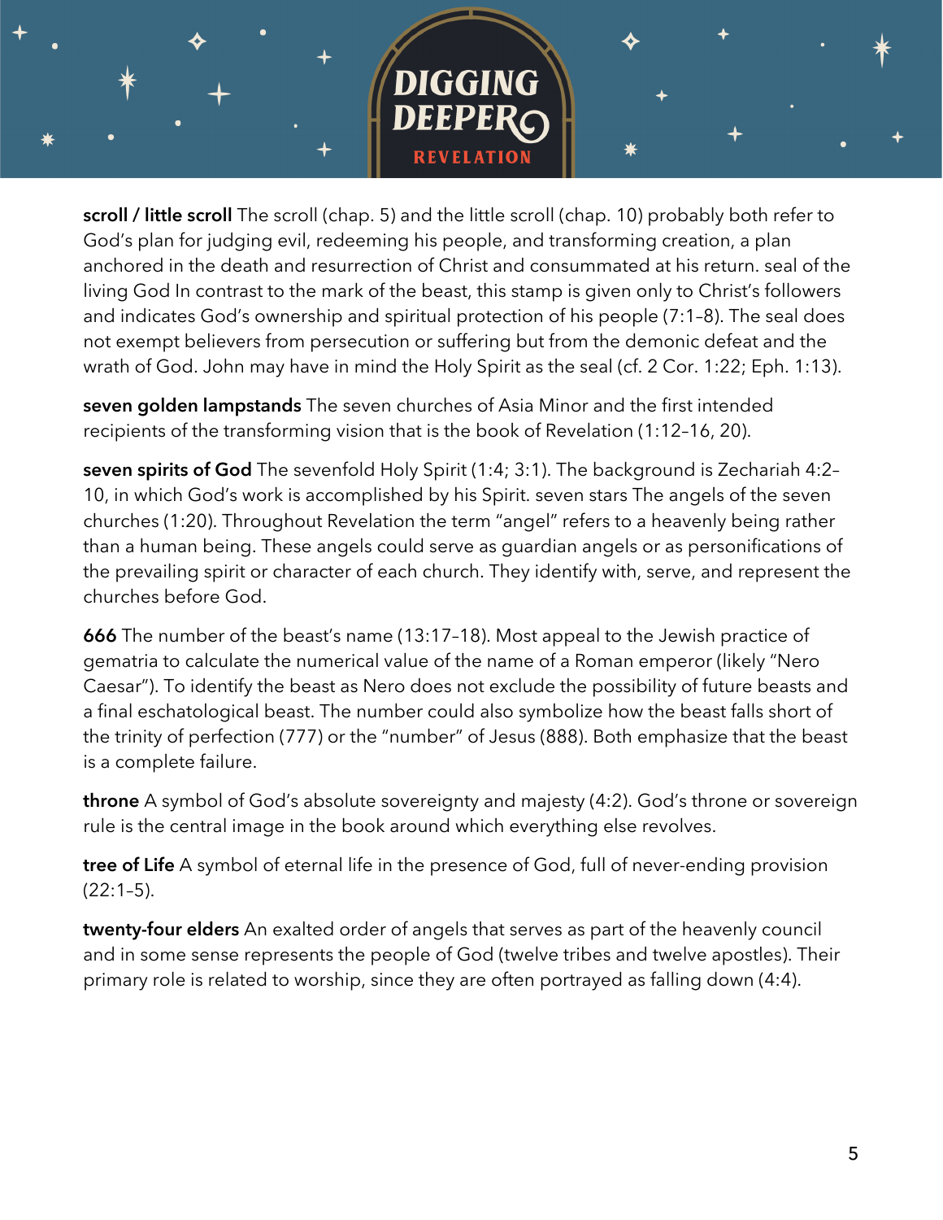**scroll / little scroll** The scroll (chap. 5) and the little scroll (chap. 10) probably both refer to God's plan for judging evil, redeeming his people, and transforming creation, a plan anchored in the death and resurrection of Christ and consummated at his return. seal of the living God In contrast to the mark of the beast, this stamp is given only to Christ's followers and indicates God's ownership and spiritual protection of his people (7:1–8). The seal does not exempt believers from persecution or suffering but from the demonic defeat and the wrath of God. John may have in mind the Holy Spirit as the seal (cf. 2 Cor. 1:22; Eph. 1:13).

**seven golden lampstands** The seven churches of Asia Minor and the first intended recipients of the transforming vision that is the book of Revelation (1:12–16, 20).

**seven spirits of God** The sevenfold Holy Spirit (1:4; 3:1). The background is Zechariah 4:2–10, in which God's work is accomplished by his Spirit. seven stars The angels of the seven churches (1:20). Throughout Revelation the term "angel" refers to a heavenly being rather than a human being. These angels could serve as guardian angels or as personifications of the prevailing spirit or character of each church. They identify with, serve, and represent the churches before God.

**666** The number of the beast's name (13:17–18). Most appeal to the Jewish practice of gematria to calculate the numerical value of the name of a Roman emperor (likely "Nero Caesar"). To identify the beast as Nero does not exclude the possibility of future beasts and a final eschatological beast. The number could also symbolize how the beast falls short of the trinity of perfection (777) or the "number" of Jesus (888). Both emphasize that the beast is a complete failure.

**throne** A symbol of God's absolute sovereignty and majesty (4:2). God's throne or sovereign rule is the central image in the book around which everything else revolves.

**tree of Life** A symbol of eternal life in the presence of God, full of never-ending provision (22:1–5).

**twenty-four elders** An exalted order of angels that serves as part of the heavenly council and in some sense represents the people of God (twelve tribes and twelve apostles). Their primary role is related to worship, since they are often portrayed as falling down (4:4).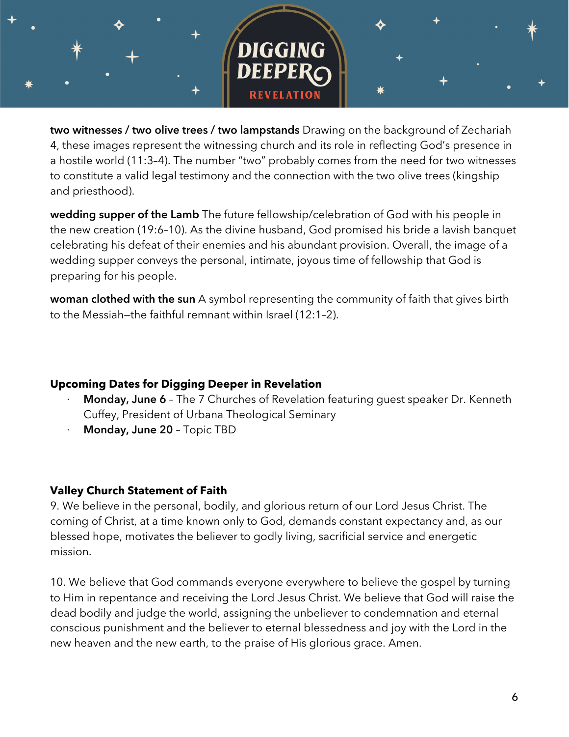**two witnesses / two olive trees / two lampstands** Drawing on the background of Zechariah 4, these images represent the witnessing church and its role in reflecting God's presence in a hostile world (11:3–4). The number "two" probably comes from the need for two witnesses to constitute a valid legal testimony and the connection with the two olive trees (kingship and priesthood).

**wedding supper of the Lamb** The future fellowship/celebration of God with his people in the new creation (19:6–10). As the divine husband, God promised his bride a lavish banquet celebrating his defeat of their enemies and his abundant provision. Overall, the image of a wedding supper conveys the personal, intimate, joyous time of fellowship that God is preparing for his people.

**woman clothed with the sun** A symbol representing the community of faith that gives birth to the Messiah—the faithful remnant within Israel (12:1–2).

**Upcoming Dates for Digging Deeper in Revelation**

- **Monday, June 6** – The 7 Churches of Revelation featuring guest speaker Dr. Kenneth Cuffey, President of Urbana Theological Seminary
- **Monday, June 20** – Topic TBD

**Valley Church Statement of Faith**

9. We believe in the personal, bodily, and glorious return of our Lord Jesus Christ. The coming of Christ, at a time known only to God, demands constant expectancy and, as our blessed hope, motivates the believer to godly living, sacrificial service and energetic mission.

10. We believe that God commands everyone everywhere to believe the gospel by turning to Him in repentance and receiving the Lord Jesus Christ. We believe that God will raise the dead bodily and judge the world, assigning the unbeliever to condemnation and eternal conscious punishment and the believer to eternal blessedness and joy with the Lord in the new heaven and the new earth, to the praise of His glorious grace. Amen.